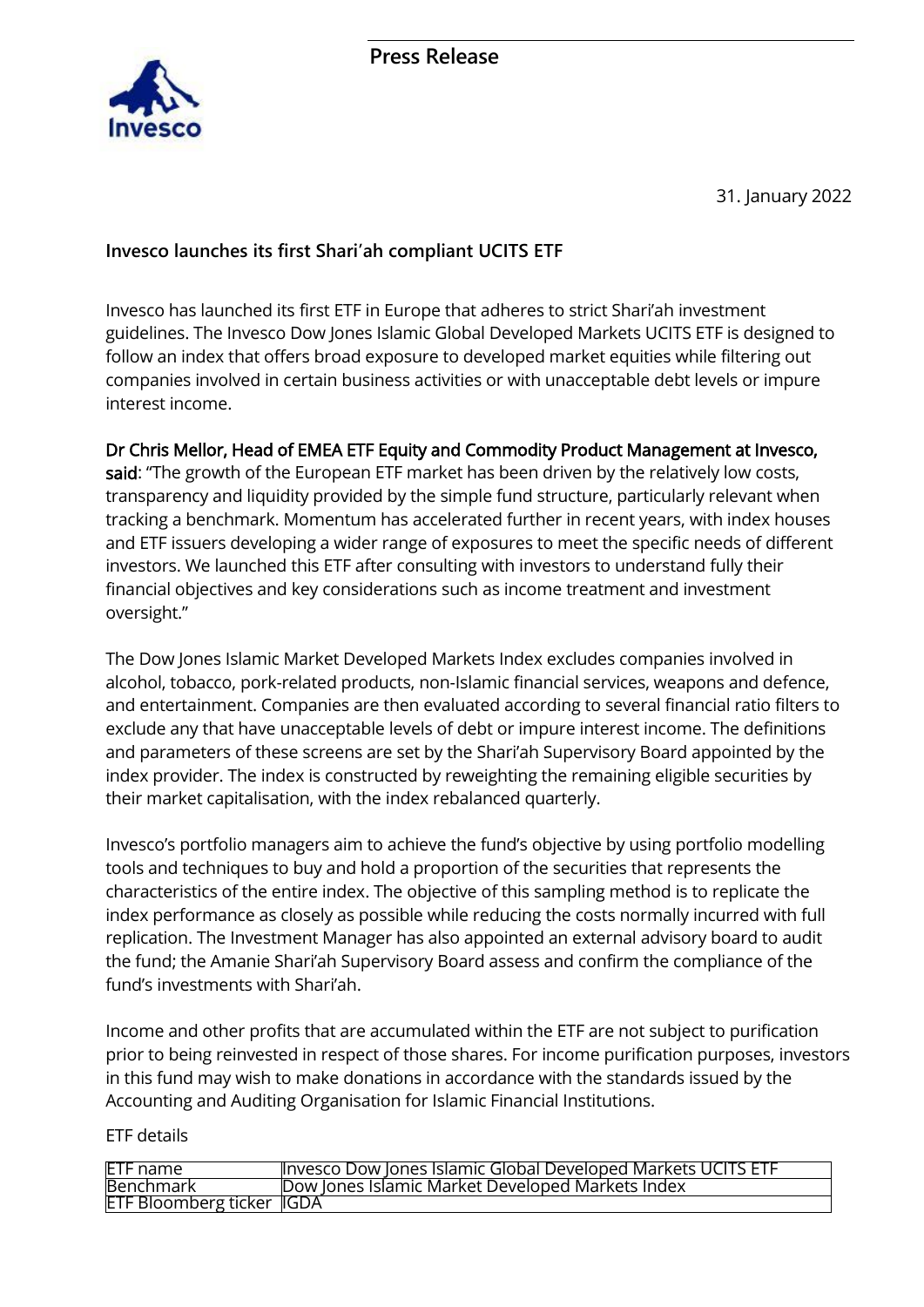Press Release

31. January 2022

## Invesco launches its first Shari'ah compliant UCITS ETF

Invesco has launched its first ETF in Europe that adheres to strict Shari'ah investment guidelines. The Invesco Dow Jones Islamic Global Developed Markets UCITS ETF is designed to follow an index that offers broad exposure to developed market equities while filtering out companies involved in certain business activities or with unacceptable debt levels or impure interest income.

**Dr Chris Mellor, Head of EMEA ETF Equity and Commodity Product Management at Invesco, said**: "The growth of the European ETF market has been driven by the relatively low costs, transparency and liquidity provided by the simple fund structure, particularly relevant when tracking a benchmark. Momentum has accelerated further in recent years, with index houses and ETF issuers developing a wider range of exposures to meet the specific needs of different investors. We launched this ETF after consulting with investors to understand fully their financial objectives and key considerations such as income treatment and investment oversight."

The Dow Jones Islamic Market Developed Markets Index excludes companies involved in alcohol, tobacco, pork-related products, non-Islamic financial services, weapons and defence, and entertainment. Companies are then evaluated according to several financial ratio filters to exclude any that have unacceptable levels of debt or impure interest income. The definitions and parameters of these screens are set by the Shari'ah Supervisory Board appointed by the index provider. The index is constructed by reweighting the remaining eligible securities by their market capitalisation, with the index rebalanced quarterly.

Invesco's portfolio managers aim to achieve the fund's objective by using portfolio modelling tools and techniques to buy and hold a proportion of the securities that represents the characteristics of the entire index. The objective of this sampling method is to replicate the index performance as closely as possible while reducing the costs normally incurred with full replication. The Investment Manager has also appointed an external advisory board to audit the fund; the Amanie Shari'ah Supervisory Board assess and confirm the compliance of the fund's investments with Shari'ah.

Income and other profits that are accumulated within the ETF are not subject to purification prior to being reinvested in respect of those shares. For income purification purposes, investors in this fund may wish to make donations in accordance with the standards issued by the Accounting and Auditing Organisation for Islamic Financial Institutions.

ETF details

| | |
|---|---|
| ETF name | Invesco Dow Jones Islamic Global Developed Markets UCITS ETF |
| Benchmark | Dow Jones Islamic Market Developed Markets Index |
| ETF Bloomberg ticker | IGDA |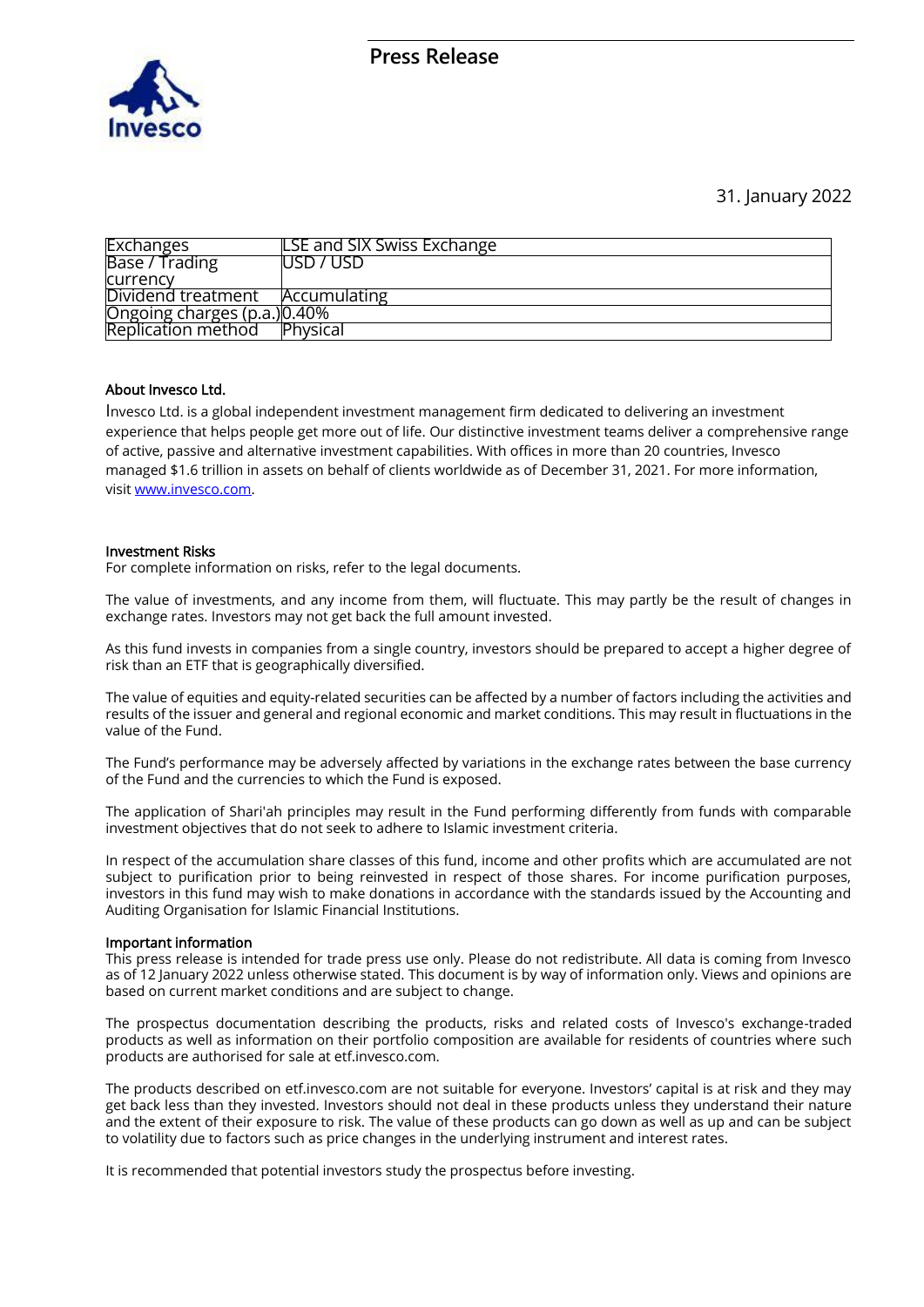31. January 2022

| Exchanges | LSE and SIX Swiss Exchange |
|---|---|
| Base / Trading currency | USD / USD |
| Dividend treatment | Accumulating |
| Ongoing charges (p.a.) | 0.40% |
| Replication method | Physical |

**About Invesco Ltd.**

Invesco Ltd. is a global independent investment management firm dedicated to delivering an investment experience that helps people get more out of life. Our distinctive investment teams deliver a comprehensive range of active, passive and alternative investment capabilities. With offices in more than 20 countries, Invesco managed $1.6 trillion in assets on behalf of clients worldwide as of December 31, 2021. For more information, visit [www.invesco.com](http://www.invesco.com).

**Investment Risks**

For complete information on risks, refer to the legal documents.

The value of investments, and any income from them, will fluctuate. This may partly be the result of changes in exchange rates. Investors may not get back the full amount invested.

As this fund invests in companies from a single country, investors should be prepared to accept a higher degree of risk than an ETF that is geographically diversified.

The value of equities and equity-related securities can be affected by a number of factors including the activities and results of the issuer and general and regional economic and market conditions. This may result in fluctuations in the value of the Fund.

The Fund's performance may be adversely affected by variations in the exchange rates between the base currency of the Fund and the currencies to which the Fund is exposed.

The application of Shari'ah principles may result in the Fund performing differently from funds with comparable investment objectives that do not seek to adhere to Islamic investment criteria.

In respect of the accumulation share classes of this fund, income and other profits which are accumulated are not subject to purification prior to being reinvested in respect of those shares. For income purification purposes, investors in this fund may wish to make donations in accordance with the standards issued by the Accounting and Auditing Organisation for Islamic Financial Institutions.

**Important information**

This press release is intended for trade press use only. Please do not redistribute. All data is coming from Invesco as of 12 January 2022 unless otherwise stated. This document is by way of information only. Views and opinions are based on current market conditions and are subject to change.

The prospectus documentation describing the products, risks and related costs of Invesco's exchange-traded products as well as information on their portfolio composition are available for residents of countries where such products are authorised for sale at etf.invesco.com.

The products described on etf.invesco.com are not suitable for everyone. Investors' capital is at risk and they may get back less than they invested. Investors should not deal in these products unless they understand their nature and the extent of their exposure to risk. The value of these products can go down as well as up and can be subject to volatility due to factors such as price changes in the underlying instrument and interest rates.

It is recommended that potential investors study the prospectus before investing.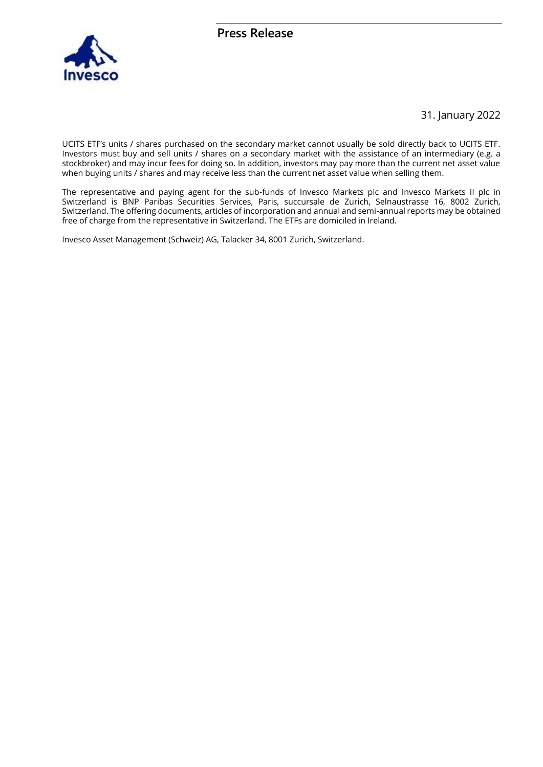UCITS ETF's units / shares purchased on the secondary market cannot usually be sold directly back to UCITS ETF. Investors must buy and sell units / shares on a secondary market with the assistance of an intermediary (e.g. a stockbroker) and may incur fees for doing so. In addition, investors may pay more than the current net asset value when buying units / shares and may receive less than the current net asset value when selling them.

The representative and paying agent for the sub-funds of Invesco Markets plc and Invesco Markets II plc in Switzerland is BNP Paribas Securities Services, Paris, succursale de Zurich, Selnaustrasse 16, 8002 Zurich, Switzerland. The offering documents, articles of incorporation and annual and semi-annual reports may be obtained free of charge from the representative in Switzerland. The ETFs are domiciled in Ireland.

Invesco Asset Management (Schweiz) AG, Talacker 34, 8001 Zurich, Switzerland.